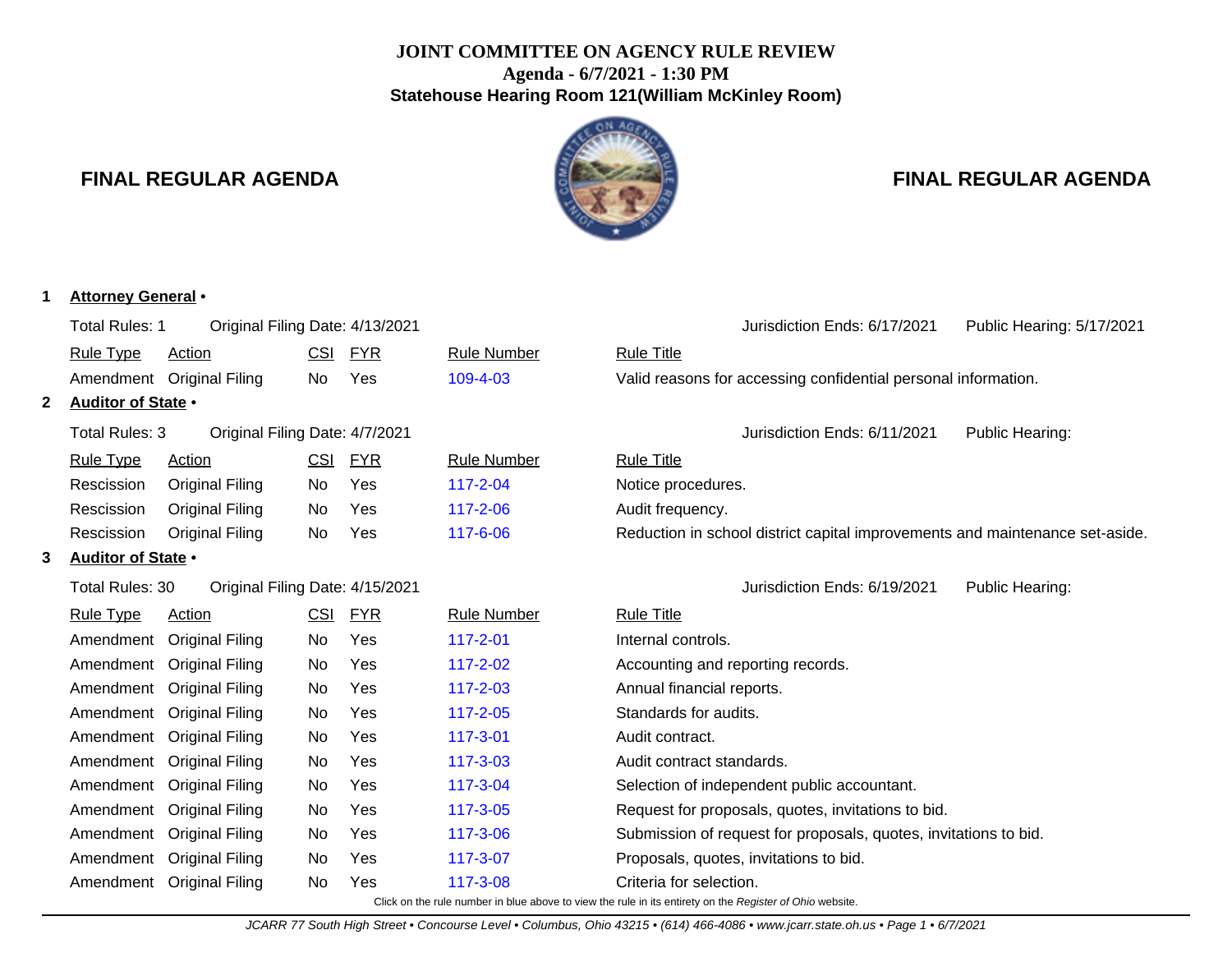# JOINT COMMITTEE ON AGENCY RULE REVIEW

**Agenda - 6/7/2021 - 1:30 PM**

**Statehouse Hearing Room 121(William McKinley Room)**

## FINAL REGULAR AGENDA

**1 Attorney General •**

Total Rules: 1 Original Filing Date: 4/13/2021 Jurisdiction Ends: 6/17/2021 Public Hearing: 5/17/2021

| Rule Type | Action | CSI | FYR | Rule Number | Rule Title |
|---|---|---|---|---|---|
| Amendment | Original Filing | No | Yes | 109-4-03 | Valid reasons for accessing confidential personal information. |

**2 Auditor of State •**

Total Rules: 3 Original Filing Date: 4/7/2021 Jurisdiction Ends: 6/11/2021 Public Hearing:

| Rule Type | Action | CSI | FYR | Rule Number | Rule Title |
|---|---|---|---|---|---|
| Rescission | Original Filing | No | Yes | 117-2-04 | Notice procedures. |
| Rescission | Original Filing | No | Yes | 117-2-06 | Audit frequency. |
| Rescission | Original Filing | No | Yes | 117-6-06 | Reduction in school district capital improvements and maintenance set-aside. |

**3 Auditor of State •**

Total Rules: 30 Original Filing Date: 4/15/2021 Jurisdiction Ends: 6/19/2021 Public Hearing:

| Rule Type | Action | CSI | FYR | Rule Number | Rule Title |
|---|---|---|---|---|---|
| Amendment | Original Filing | No | Yes | 117-2-01 | Internal controls. |
| Amendment | Original Filing | No | Yes | 117-2-02 | Accounting and reporting records. |
| Amendment | Original Filing | No | Yes | 117-2-03 | Annual financial reports. |
| Amendment | Original Filing | No | Yes | 117-2-05 | Standards for audits. |
| Amendment | Original Filing | No | Yes | 117-3-01 | Audit contract. |
| Amendment | Original Filing | No | Yes | 117-3-03 | Audit contract standards. |
| Amendment | Original Filing | No | Yes | 117-3-04 | Selection of independent public accountant. |
| Amendment | Original Filing | No | Yes | 117-3-05 | Request for proposals, quotes, invitations to bid. |
| Amendment | Original Filing | No | Yes | 117-3-06 | Submission of request for proposals, quotes, invitations to bid. |
| Amendment | Original Filing | No | Yes | 117-3-07 | Proposals, quotes, invitations to bid. |
| Amendment | Original Filing | No | Yes | 117-3-08 | Criteria for selection. |

Click on the rule number in blue above to view the rule in its entirety on the *Register of Ohio* website.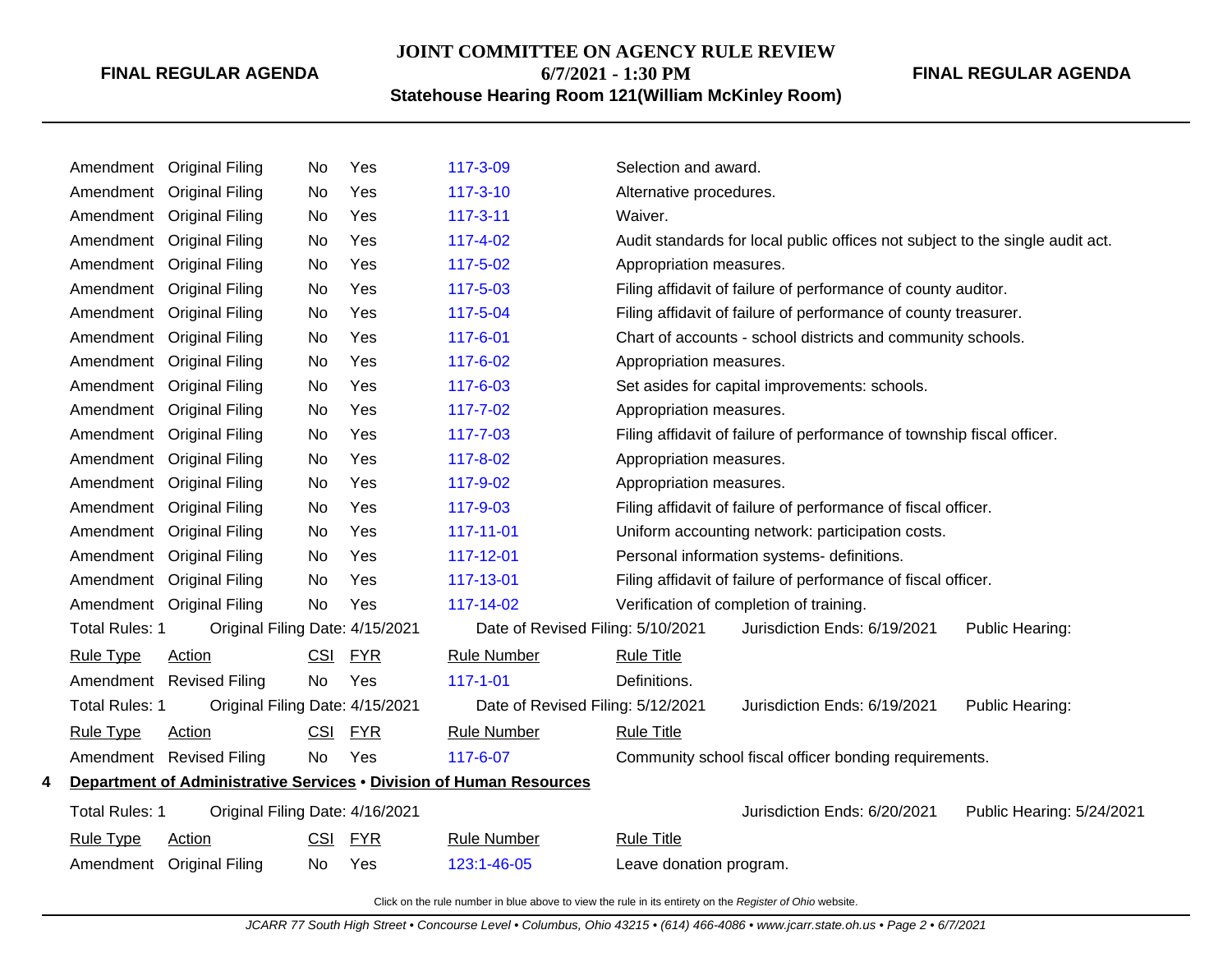| Rule Type | Action | CSI | FYR | Rule Number | Rule Title |
|---|---|---|---|---|---|
| Amendment | Original Filing | No | Yes | 117-3-09 | Selection and award. |
| Amendment | Original Filing | No | Yes | 117-3-10 | Alternative procedures. |
| Amendment | Original Filing | No | Yes | 117-3-11 | Waiver. |
| Amendment | Original Filing | No | Yes | 117-4-02 | Audit standards for local public offices not subject to the single audit act. |
| Amendment | Original Filing | No | Yes | 117-5-02 | Appropriation measures. |
| Amendment | Original Filing | No | Yes | 117-5-03 | Filing affidavit of failure of performance of county auditor. |
| Amendment | Original Filing | No | Yes | 117-5-04 | Filing affidavit of failure of performance of county treasurer. |
| Amendment | Original Filing | No | Yes | 117-6-01 | Chart of accounts - school districts and community schools. |
| Amendment | Original Filing | No | Yes | 117-6-02 | Appropriation measures. |
| Amendment | Original Filing | No | Yes | 117-6-03 | Set asides for capital improvements: schools. |
| Amendment | Original Filing | No | Yes | 117-7-02 | Appropriation measures. |
| Amendment | Original Filing | No | Yes | 117-7-03 | Filing affidavit of failure of performance of township fiscal officer. |
| Amendment | Original Filing | No | Yes | 117-8-02 | Appropriation measures. |
| Amendment | Original Filing | No | Yes | 117-9-02 | Appropriation measures. |
| Amendment | Original Filing | No | Yes | 117-9-03 | Filing affidavit of failure of performance of fiscal officer. |
| Amendment | Original Filing | No | Yes | 117-11-01 | Uniform accounting network: participation costs. |
| Amendment | Original Filing | No | Yes | 117-12-01 | Personal information systems- definitions. |
| Amendment | Original Filing | No | Yes | 117-13-01 | Filing affidavit of failure of performance of fiscal officer. |
| Amendment | Original Filing | No | Yes | 117-14-02 | Verification of completion of training. |

Total Rules: 1 — Original Filing Date: 4/15/2021 — Date of Revised Filing: 5/10/2021 — Jurisdiction Ends: 6/19/2021 — Public Hearing:

| Rule Type | Action | CSI | FYR | Rule Number | Rule Title |
|---|---|---|---|---|---|
| Amendment | Revised Filing | No | Yes | 117-1-01 | Definitions. |

Total Rules: 1 — Original Filing Date: 4/15/2021 — Date of Revised Filing: 5/12/2021 — Jurisdiction Ends: 6/19/2021 — Public Hearing:

| Rule Type | Action | CSI | FYR | Rule Number | Rule Title |
|---|---|---|---|---|---|
| Amendment | Revised Filing | No | Yes | 117-6-07 | Community school fiscal officer bonding requirements. |

**4 Department of Administrative Services • Division of Human Resources**

Total Rules: 1 — Original Filing Date: 4/16/2021 — Jurisdiction Ends: 6/20/2021 — Public Hearing: 5/24/2021

| Rule Type | Action | CSI | FYR | Rule Number | Rule Title |
|---|---|---|---|---|---|
| Amendment | Original Filing | No | Yes | 123:1-46-05 | Leave donation program. |

Click on the rule number in blue above to view the rule in its entirety on the *Register of Ohio* website.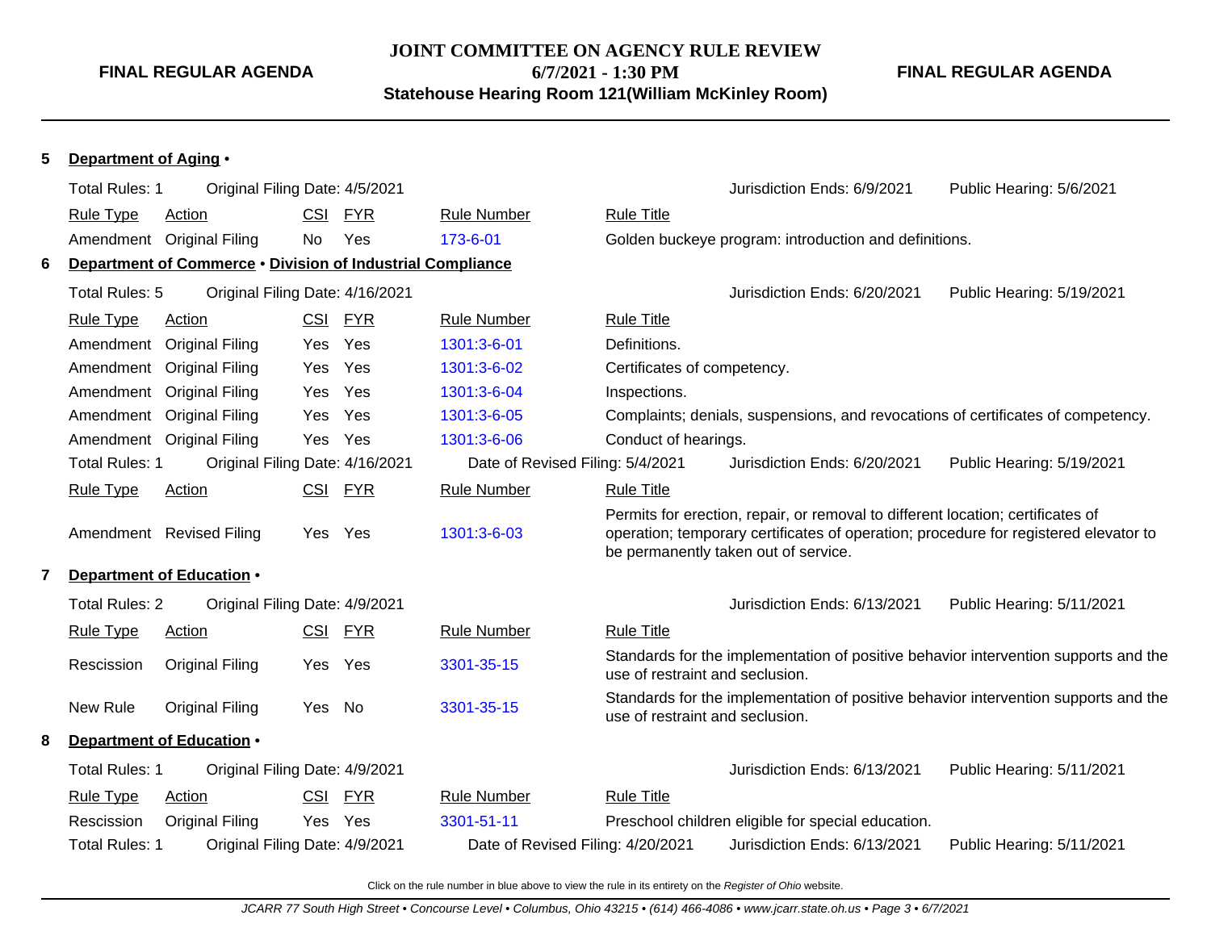**JOINT COMMITTEE ON AGENCY RULE REVIEW**
**6/7/2021 - 1:30 PM**
**Statehouse Hearing Room 121(William McKinley Room)**

**FINAL REGULAR AGENDA**

**5 Department of Aging •**

Total Rules: 1 | Original Filing Date: 4/5/2021 | Jurisdiction Ends: 6/9/2021 | Public Hearing: 5/6/2021

| Rule Type | Action | CSI | FYR | Rule Number | Rule Title |
|---|---|---|---|---|---|
| Amendment | Original Filing | No | Yes | 173-6-01 | Golden buckeye program: introduction and definitions. |

**6 Department of Commerce • Division of Industrial Compliance**

Total Rules: 5 | Original Filing Date: 4/16/2021 | Jurisdiction Ends: 6/20/2021 | Public Hearing: 5/19/2021

| Rule Type | Action | CSI | FYR | Rule Number | Rule Title |
|---|---|---|---|---|---|
| Amendment | Original Filing | Yes | Yes | 1301:3-6-01 | Definitions. |
| Amendment | Original Filing | Yes | Yes | 1301:3-6-02 | Certificates of competency. |
| Amendment | Original Filing | Yes | Yes | 1301:3-6-04 | Inspections. |
| Amendment | Original Filing | Yes | Yes | 1301:3-6-05 | Complaints; denials, suspensions, and revocations of certificates of competency. |
| Amendment | Original Filing | Yes | Yes | 1301:3-6-06 | Conduct of hearings. |

Total Rules: 1 | Original Filing Date: 4/16/2021 | Date of Revised Filing: 5/4/2021 | Jurisdiction Ends: 6/20/2021 | Public Hearing: 5/19/2021

| Rule Type | Action | CSI | FYR | Rule Number | Rule Title |
|---|---|---|---|---|---|
| Amendment | Revised Filing | Yes | Yes | 1301:3-6-03 | Permits for erection, repair, or removal to different location; certificates of operation; temporary certificates of operation; procedure for registered elevator to be permanently taken out of service. |

**7 Department of Education •**

Total Rules: 2 | Original Filing Date: 4/9/2021 | Jurisdiction Ends: 6/13/2021 | Public Hearing: 5/11/2021

| Rule Type | Action | CSI | FYR | Rule Number | Rule Title |
|---|---|---|---|---|---|
| Rescission | Original Filing | Yes | Yes | 3301-35-15 | Standards for the implementation of positive behavior intervention supports and the use of restraint and seclusion. |
| New Rule | Original Filing | Yes | No | 3301-35-15 | Standards for the implementation of positive behavior intervention supports and the use of restraint and seclusion. |

**8 Department of Education •**

Total Rules: 1 | Original Filing Date: 4/9/2021 | Jurisdiction Ends: 6/13/2021 | Public Hearing: 5/11/2021

| Rule Type | Action | CSI | FYR | Rule Number | Rule Title |
|---|---|---|---|---|---|
| Rescission | Original Filing | Yes | Yes | 3301-51-11 | Preschool children eligible for special education. |

Total Rules: 1 | Original Filing Date: 4/9/2021 | Date of Revised Filing: 4/20/2021 | Jurisdiction Ends: 6/13/2021 | Public Hearing: 5/11/2021

Click on the rule number in blue above to view the rule in its entirety on the *Register of Ohio* website.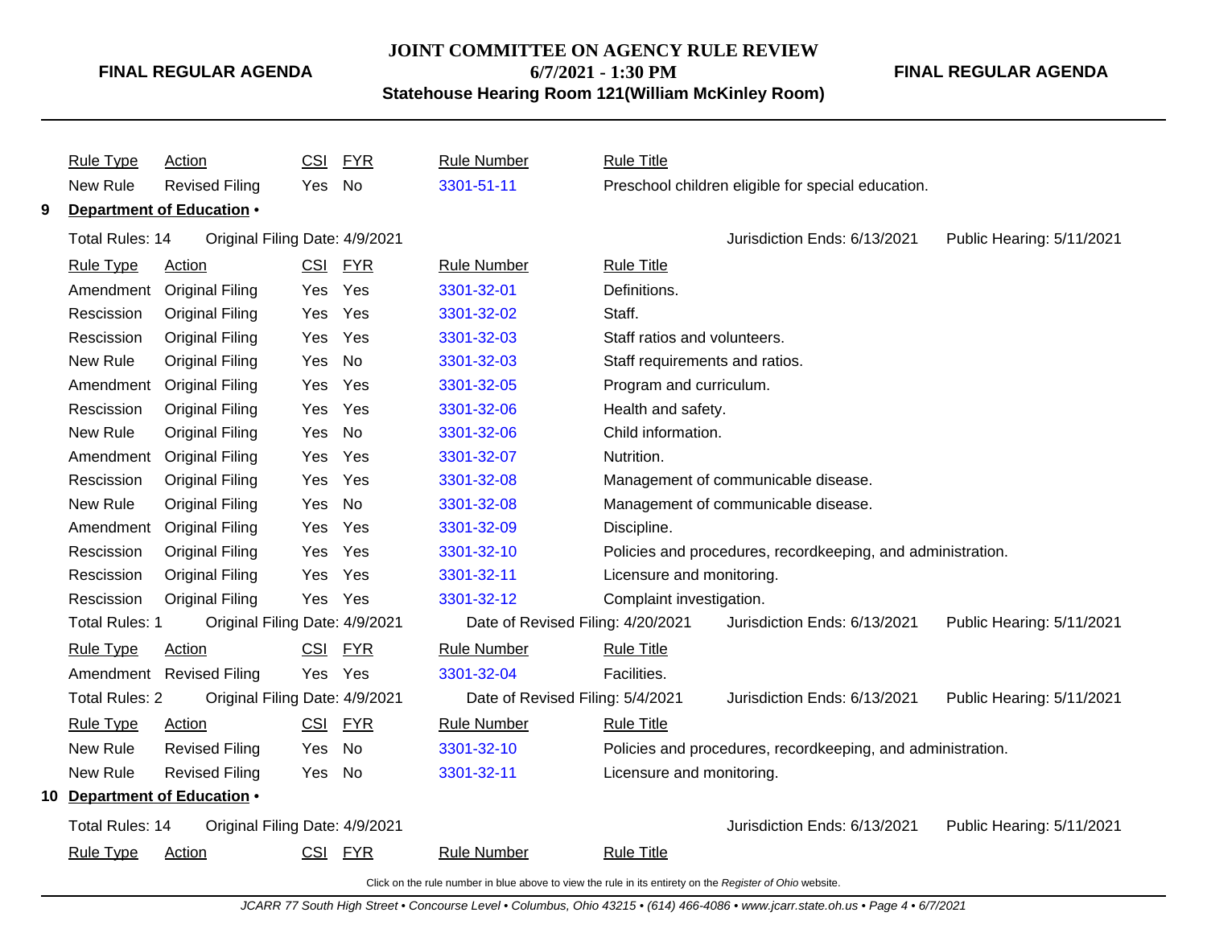| Rule Type | Action | CSI | FYR | Rule Number | Rule Title |
|---|---|---|---|---|---|
| New Rule | Revised Filing | Yes | No | 3301-51-11 | Preschool children eligible for special education. |

## 9 Department of Education •

Total Rules: 14 Original Filing Date: 4/9/2021 Jurisdiction Ends: 6/13/2021 Public Hearing: 5/11/2021

| Rule Type | Action | CSI | FYR | Rule Number | Rule Title |
|---|---|---|---|---|---|
| Amendment | Original Filing | Yes | Yes | 3301-32-01 | Definitions. |
| Rescission | Original Filing | Yes | Yes | 3301-32-02 | Staff. |
| Rescission | Original Filing | Yes | Yes | 3301-32-03 | Staff ratios and volunteers. |
| New Rule | Original Filing | Yes | No | 3301-32-03 | Staff requirements and ratios. |
| Amendment | Original Filing | Yes | Yes | 3301-32-05 | Program and curriculum. |
| Rescission | Original Filing | Yes | Yes | 3301-32-06 | Health and safety. |
| New Rule | Original Filing | Yes | No | 3301-32-06 | Child information. |
| Amendment | Original Filing | Yes | Yes | 3301-32-07 | Nutrition. |
| Rescission | Original Filing | Yes | Yes | 3301-32-08 | Management of communicable disease. |
| New Rule | Original Filing | Yes | No | 3301-32-08 | Management of communicable disease. |
| Amendment | Original Filing | Yes | Yes | 3301-32-09 | Discipline. |
| Rescission | Original Filing | Yes | Yes | 3301-32-10 | Policies and procedures, recordkeeping, and administration. |
| Rescission | Original Filing | Yes | Yes | 3301-32-11 | Licensure and monitoring. |
| Rescission | Original Filing | Yes | Yes | 3301-32-12 | Complaint investigation. |

Total Rules: 1 Original Filing Date: 4/9/2021 Date of Revised Filing: 4/20/2021 Jurisdiction Ends: 6/13/2021 Public Hearing: 5/11/2021

| Rule Type | Action | CSI | FYR | Rule Number | Rule Title |
|---|---|---|---|---|---|
| Amendment | Revised Filing | Yes | Yes | 3301-32-04 | Facilities. |

Total Rules: 2 Original Filing Date: 4/9/2021 Date of Revised Filing: 5/4/2021 Jurisdiction Ends: 6/13/2021 Public Hearing: 5/11/2021

| Rule Type | Action | CSI | FYR | Rule Number | Rule Title |
|---|---|---|---|---|---|
| New Rule | Revised Filing | Yes | No | 3301-32-10 | Policies and procedures, recordkeeping, and administration. |
| New Rule | Revised Filing | Yes | No | 3301-32-11 | Licensure and monitoring. |

## 10 Department of Education •

Total Rules: 14 Original Filing Date: 4/9/2021 Jurisdiction Ends: 6/13/2021 Public Hearing: 5/11/2021

| Rule Type | Action | CSI | FYR | Rule Number | Rule Title |
|---|---|---|---|---|---|

Click on the rule number in blue above to view the rule in its entirety on the *Register of Ohio* website.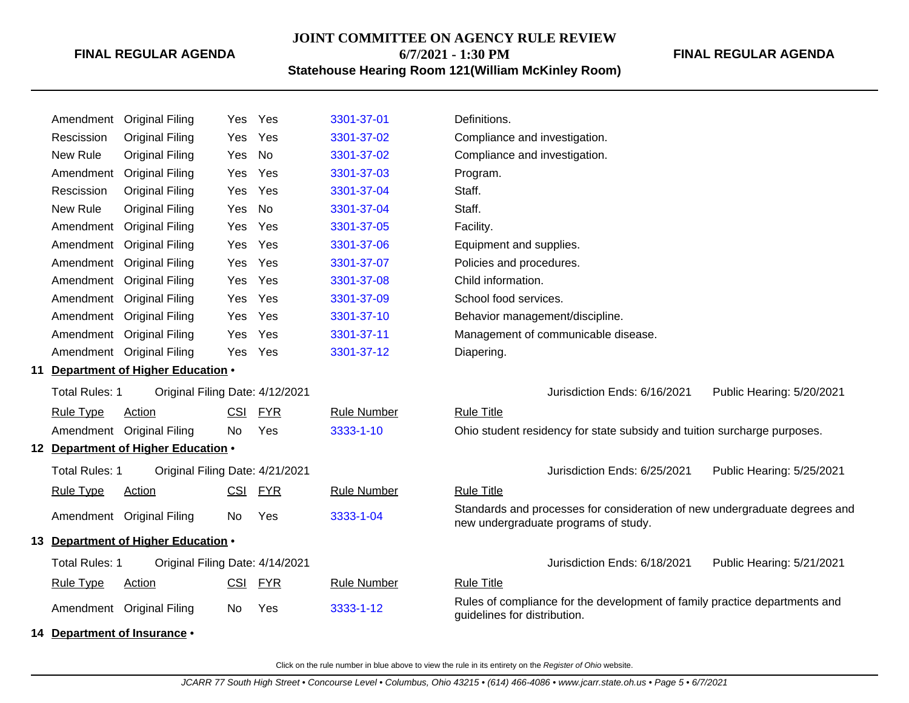| Rule Type | Action | CSI | FYR | Rule Number | Rule Title |
|---|---|---|---|---|---|
| Amendment | Original Filing | Yes | Yes | 3301-37-01 | Definitions. |
| Rescission | Original Filing | Yes | Yes | 3301-37-02 | Compliance and investigation. |
| New Rule | Original Filing | Yes | No | 3301-37-02 | Compliance and investigation. |
| Amendment | Original Filing | Yes | Yes | 3301-37-03 | Program. |
| Rescission | Original Filing | Yes | Yes | 3301-37-04 | Staff. |
| New Rule | Original Filing | Yes | No | 3301-37-04 | Staff. |
| Amendment | Original Filing | Yes | Yes | 3301-37-05 | Facility. |
| Amendment | Original Filing | Yes | Yes | 3301-37-06 | Equipment and supplies. |
| Amendment | Original Filing | Yes | Yes | 3301-37-07 | Policies and procedures. |
| Amendment | Original Filing | Yes | Yes | 3301-37-08 | Child information. |
| Amendment | Original Filing | Yes | Yes | 3301-37-09 | School food services. |
| Amendment | Original Filing | Yes | Yes | 3301-37-10 | Behavior management/discipline. |
| Amendment | Original Filing | Yes | Yes | 3301-37-11 | Management of communicable disease. |
| Amendment | Original Filing | Yes | Yes | 3301-37-12 | Diapering. |

## 11 Department of Higher Education •

Total Rules: 1 Original Filing Date: 4/12/2021 Jurisdiction Ends: 6/16/2021 Public Hearing: 5/20/2021

| Rule Type | Action | CSI | FYR | Rule Number | Rule Title |
|---|---|---|---|---|---|
| Amendment | Original Filing | No | Yes | 3333-1-10 | Ohio student residency for state subsidy and tuition surcharge purposes. |

## 12 Department of Higher Education •

Total Rules: 1 Original Filing Date: 4/21/2021 Jurisdiction Ends: 6/25/2021 Public Hearing: 5/25/2021

| Rule Type | Action | CSI | FYR | Rule Number | Rule Title |
|---|---|---|---|---|---|
| Amendment | Original Filing | No | Yes | 3333-1-04 | Standards and processes for consideration of new undergraduate degrees and new undergraduate programs of study. |

## 13 Department of Higher Education •

Total Rules: 1 Original Filing Date: 4/14/2021 Jurisdiction Ends: 6/18/2021 Public Hearing: 5/21/2021

| Rule Type | Action | CSI | FYR | Rule Number | Rule Title |
|---|---|---|---|---|---|
| Amendment | Original Filing | No | Yes | 3333-1-12 | Rules of compliance for the development of family practice departments and guidelines for distribution. |

## 14 Department of Insurance •

Click on the rule number in blue above to view the rule in its entirety on the *Register of Ohio* website.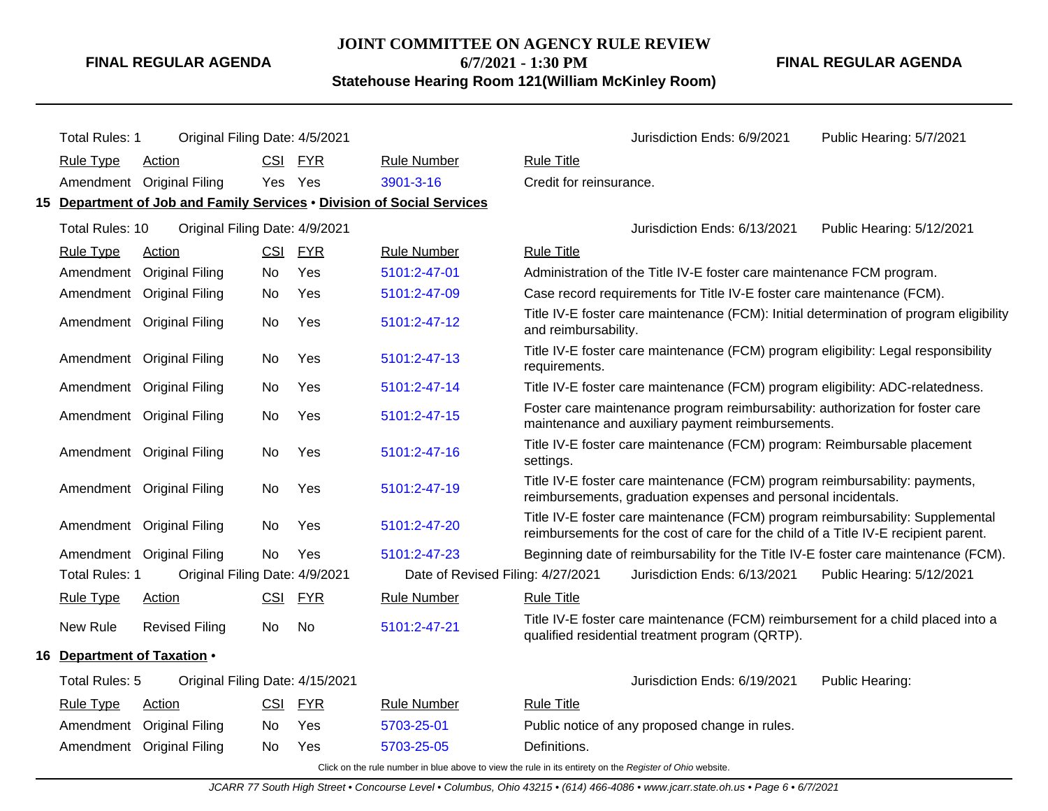Total Rules: 1 | Original Filing Date: 4/5/2021 | Jurisdiction Ends: 6/9/2021 | Public Hearing: 5/7/2021

| Rule Type | Action | CSI | FYR | Rule Number | Rule Title |
|---|---|---|---|---|---|
| Amendment | Original Filing | Yes | Yes | 3901-3-16 | Credit for reinsurance. |

## 15 Department of Job and Family Services • Division of Social Services

Total Rules: 10 | Original Filing Date: 4/9/2021 | Jurisdiction Ends: 6/13/2021 | Public Hearing: 5/12/2021

| Rule Type | Action | CSI | FYR | Rule Number | Rule Title |
|---|---|---|---|---|---|
| Amendment | Original Filing | No | Yes | 5101:2-47-01 | Administration of the Title IV-E foster care maintenance FCM program. |
| Amendment | Original Filing | No | Yes | 5101:2-47-09 | Case record requirements for Title IV-E foster care maintenance (FCM). |
| Amendment | Original Filing | No | Yes | 5101:2-47-12 | Title IV-E foster care maintenance (FCM): Initial determination of program eligibility and reimbursability. |
| Amendment | Original Filing | No | Yes | 5101:2-47-13 | Title IV-E foster care maintenance (FCM) program eligibility: Legal responsibility requirements. |
| Amendment | Original Filing | No | Yes | 5101:2-47-14 | Title IV-E foster care maintenance (FCM) program eligibility: ADC-relatedness. |
| Amendment | Original Filing | No | Yes | 5101:2-47-15 | Foster care maintenance program reimbursability: authorization for foster care maintenance and auxiliary payment reimbursements. |
| Amendment | Original Filing | No | Yes | 5101:2-47-16 | Title IV-E foster care maintenance (FCM) program: Reimbursable placement settings. |
| Amendment | Original Filing | No | Yes | 5101:2-47-19 | Title IV-E foster care maintenance (FCM) program reimbursability: payments, reimbursements, graduation expenses and personal incidentals. |
| Amendment | Original Filing | No | Yes | 5101:2-47-20 | Title IV-E foster care maintenance (FCM) program reimbursability: Supplemental reimbursements for the cost of care for the child of a Title IV-E recipient parent. |
| Amendment | Original Filing | No | Yes | 5101:2-47-23 | Beginning date of reimbursability for the Title IV-E foster care maintenance (FCM). |

Total Rules: 1 | Original Filing Date: 4/9/2021 | Date of Revised Filing: 4/27/2021 | Jurisdiction Ends: 6/13/2021 | Public Hearing: 5/12/2021

| Rule Type | Action | CSI | FYR | Rule Number | Rule Title |
|---|---|---|---|---|---|
| New Rule | Revised Filing | No | No | 5101:2-47-21 | Title IV-E foster care maintenance (FCM) reimbursement for a child placed into a qualified residential treatment program (QRTP). |

## 16 Department of Taxation •

Total Rules: 5 | Original Filing Date: 4/15/2021 | Jurisdiction Ends: 6/19/2021 | Public Hearing:

| Rule Type | Action | CSI | FYR | Rule Number | Rule Title |
|---|---|---|---|---|---|
| Amendment | Original Filing | No | Yes | 5703-25-01 | Public notice of any proposed change in rules. |
| Amendment | Original Filing | No | Yes | 5703-25-05 | Definitions. |

Click on the rule number in blue above to view the rule in its entirety on the *Register of Ohio* website.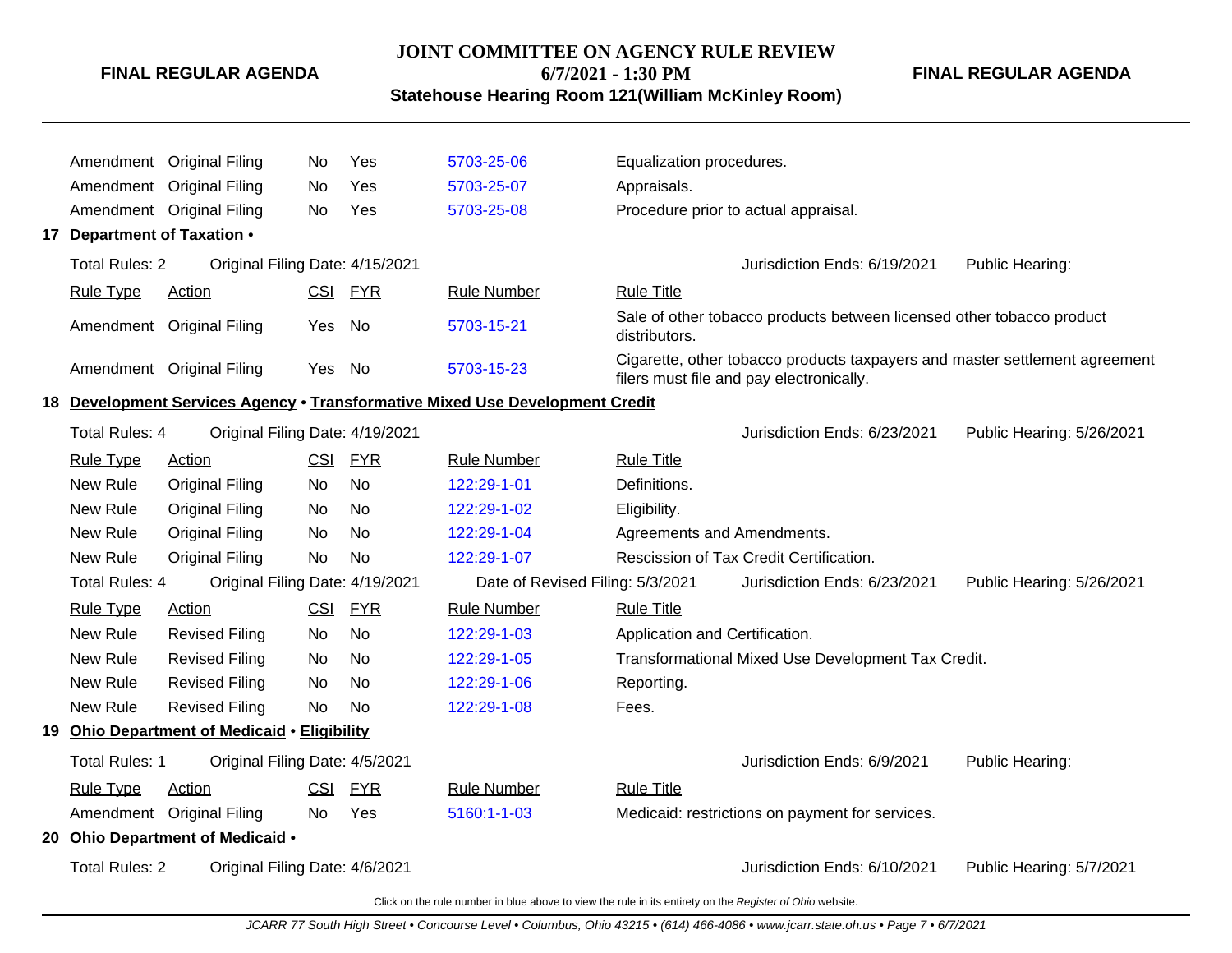| Rule Type | Action | CSI | FYR | Rule Number | Rule Title |
|---|---|---|---|---|---|
| Amendment | Original Filing | No | Yes | 5703-25-06 | Equalization procedures. |
| Amendment | Original Filing | No | Yes | 5703-25-07 | Appraisals. |
| Amendment | Original Filing | No | Yes | 5703-25-08 | Procedure prior to actual appraisal. |

**17 Department of Taxation •**

Total Rules: 2 Original Filing Date: 4/15/2021 Jurisdiction Ends: 6/19/2021 Public Hearing:

| Rule Type | Action | CSI | FYR | Rule Number | Rule Title |
|---|---|---|---|---|---|
| Amendment | Original Filing | Yes | No | 5703-15-21 | Sale of other tobacco products between licensed other tobacco product distributors. |
| Amendment | Original Filing | Yes | No | 5703-15-23 | Cigarette, other tobacco products taxpayers and master settlement agreement filers must file and pay electronically. |

**18 Development Services Agency • Transformative Mixed Use Development Credit**

Total Rules: 4 Original Filing Date: 4/19/2021 Jurisdiction Ends: 6/23/2021 Public Hearing: 5/26/2021

| Rule Type | Action | CSI | FYR | Rule Number | Rule Title |
|---|---|---|---|---|---|
| New Rule | Original Filing | No | No | 122:29-1-01 | Definitions. |
| New Rule | Original Filing | No | No | 122:29-1-02 | Eligibility. |
| New Rule | Original Filing | No | No | 122:29-1-04 | Agreements and Amendments. |
| New Rule | Original Filing | No | No | 122:29-1-07 | Rescission of Tax Credit Certification. |

Total Rules: 4 Original Filing Date: 4/19/2021 Date of Revised Filing: 5/3/2021 Jurisdiction Ends: 6/23/2021 Public Hearing: 5/26/2021

| Rule Type | Action | CSI | FYR | Rule Number | Rule Title |
|---|---|---|---|---|---|
| New Rule | Revised Filing | No | No | 122:29-1-03 | Application and Certification. |
| New Rule | Revised Filing | No | No | 122:29-1-05 | Transformational Mixed Use Development Tax Credit. |
| New Rule | Revised Filing | No | No | 122:29-1-06 | Reporting. |
| New Rule | Revised Filing | No | No | 122:29-1-08 | Fees. |

**19 Ohio Department of Medicaid • Eligibility**

Total Rules: 1 Original Filing Date: 4/5/2021 Jurisdiction Ends: 6/9/2021 Public Hearing:

| Rule Type | Action | CSI | FYR | Rule Number | Rule Title |
|---|---|---|---|---|---|
| Amendment | Original Filing | No | Yes | 5160:1-1-03 | Medicaid: restrictions on payment for services. |

**20 Ohio Department of Medicaid •**

Total Rules: 2 Original Filing Date: 4/6/2021 Jurisdiction Ends: 6/10/2021 Public Hearing: 5/7/2021

Click on the rule number in blue above to view the rule in its entirety on the *Register of Ohio* website.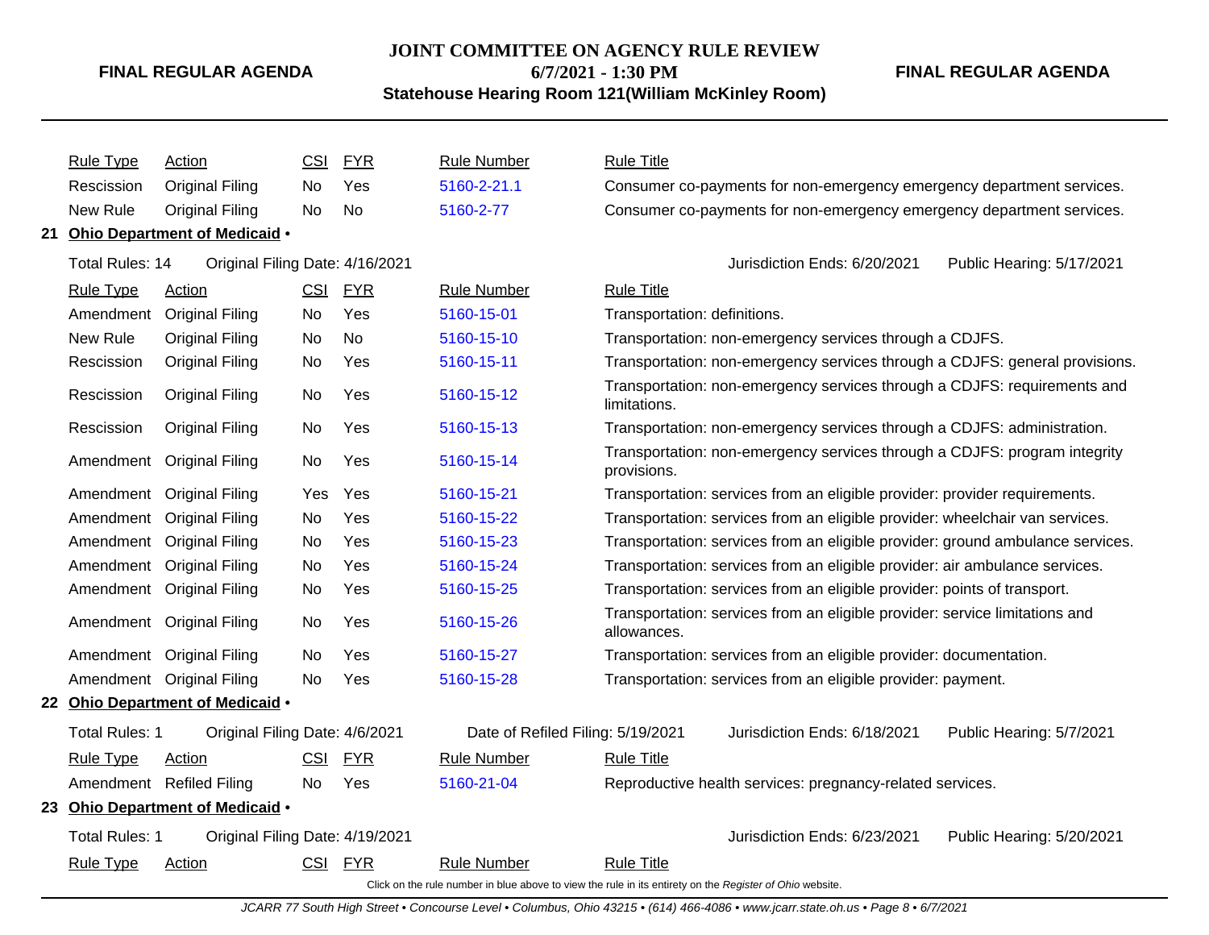| Rule Type | Action | CSI | FYR | Rule Number | Rule Title |
|---|---|---|---|---|---|
| Rescission | Original Filing | No | Yes | 5160-2-21.1 | Consumer co-payments for non-emergency emergency department services. |
| New Rule | Original Filing | No | No | 5160-2-77 | Consumer co-payments for non-emergency emergency department services. |

**21 Ohio Department of Medicaid •**

Total Rules: 14 | Original Filing Date: 4/16/2021 | Jurisdiction Ends: 6/20/2021 | Public Hearing: 5/17/2021

| Rule Type | Action | CSI | FYR | Rule Number | Rule Title |
|---|---|---|---|---|---|
| Amendment | Original Filing | No | Yes | 5160-15-01 | Transportation: definitions. |
| New Rule | Original Filing | No | No | 5160-15-10 | Transportation: non-emergency services through a CDJFS. |
| Rescission | Original Filing | No | Yes | 5160-15-11 | Transportation: non-emergency services through a CDJFS: general provisions. |
| Rescission | Original Filing | No | Yes | 5160-15-12 | Transportation: non-emergency services through a CDJFS: requirements and limitations. |
| Rescission | Original Filing | No | Yes | 5160-15-13 | Transportation: non-emergency services through a CDJFS: administration. |
| Amendment | Original Filing | No | Yes | 5160-15-14 | Transportation: non-emergency services through a CDJFS: program integrity provisions. |
| Amendment | Original Filing | Yes | Yes | 5160-15-21 | Transportation: services from an eligible provider: provider requirements. |
| Amendment | Original Filing | No | Yes | 5160-15-22 | Transportation: services from an eligible provider: wheelchair van services. |
| Amendment | Original Filing | No | Yes | 5160-15-23 | Transportation: services from an eligible provider: ground ambulance services. |
| Amendment | Original Filing | No | Yes | 5160-15-24 | Transportation: services from an eligible provider: air ambulance services. |
| Amendment | Original Filing | No | Yes | 5160-15-25 | Transportation: services from an eligible provider: points of transport. |
| Amendment | Original Filing | No | Yes | 5160-15-26 | Transportation: services from an eligible provider: service limitations and allowances. |
| Amendment | Original Filing | No | Yes | 5160-15-27 | Transportation: services from an eligible provider: documentation. |
| Amendment | Original Filing | No | Yes | 5160-15-28 | Transportation: services from an eligible provider: payment. |

**22 Ohio Department of Medicaid •**

Total Rules: 1 | Original Filing Date: 4/6/2021 | Date of Refiled Filing: 5/19/2021 | Jurisdiction Ends: 6/18/2021 | Public Hearing: 5/7/2021

| Rule Type | Action | CSI | FYR | Rule Number | Rule Title |
|---|---|---|---|---|---|
| Amendment | Refiled Filing | No | Yes | 5160-21-04 | Reproductive health services: pregnancy-related services. |

**23 Ohio Department of Medicaid •**

Total Rules: 1 | Original Filing Date: 4/19/2021 | Jurisdiction Ends: 6/23/2021 | Public Hearing: 5/20/2021

| Rule Type | Action | CSI | FYR | Rule Number | Rule Title |
|---|---|---|---|---|---|

Click on the rule number in blue above to view the rule in its entirety on the *Register of Ohio* website.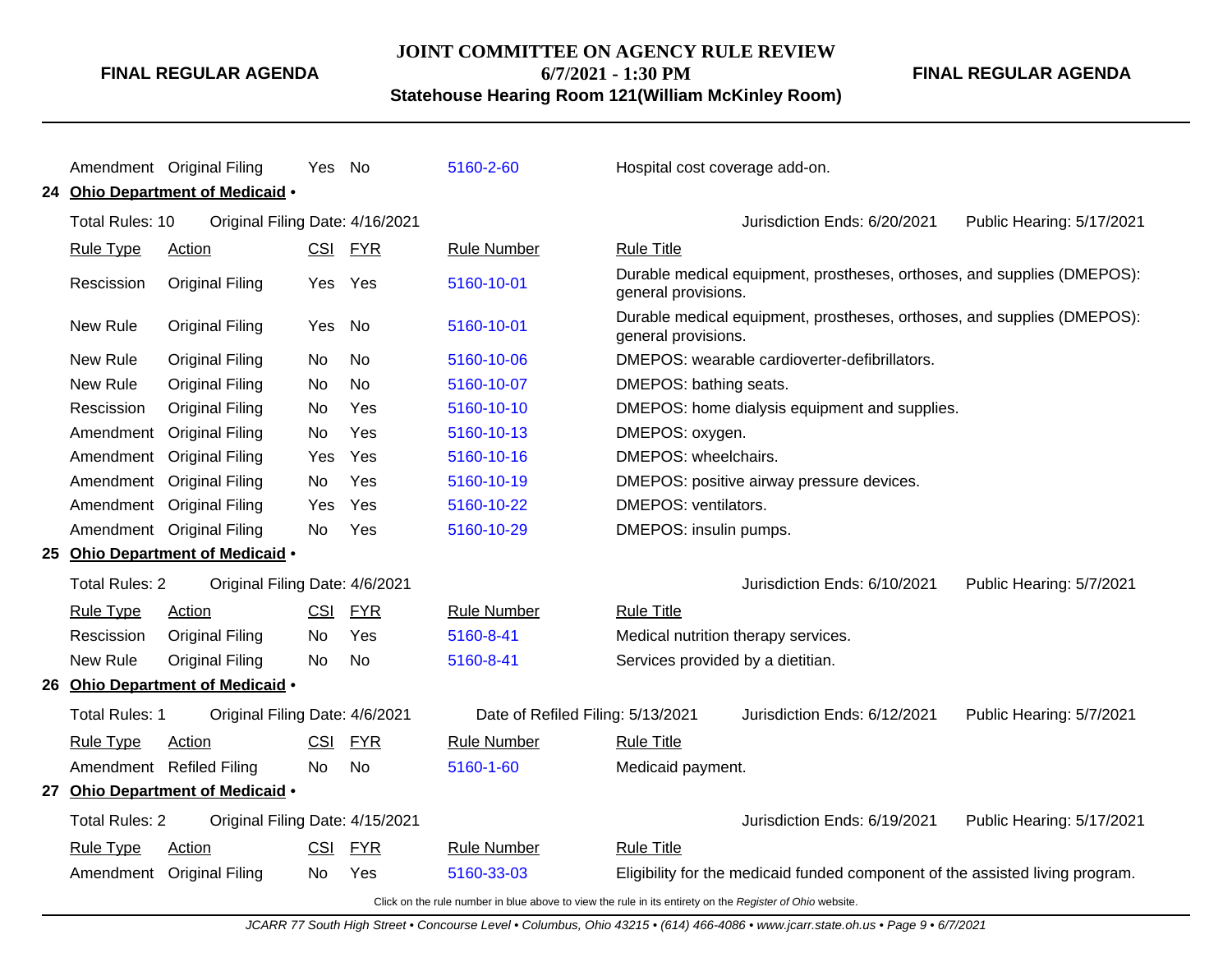| Rule Type | Action | CSI | FYR | Rule Number | Rule Title |
|---|---|---|---|---|---|
| Amendment | Original Filing | Yes | No | 5160-2-60 | Hospital cost coverage add-on. |

**24 Ohio Department of Medicaid •**

Total Rules: 10 Original Filing Date: 4/16/2021 Jurisdiction Ends: 6/20/2021 Public Hearing: 5/17/2021

| Rule Type | Action | CSI | FYR | Rule Number | Rule Title |
|---|---|---|---|---|---|
| Rescission | Original Filing | Yes | Yes | 5160-10-01 | Durable medical equipment, prostheses, orthoses, and supplies (DMEPOS): general provisions. |
| New Rule | Original Filing | Yes | No | 5160-10-01 | Durable medical equipment, prostheses, orthoses, and supplies (DMEPOS): general provisions. |
| New Rule | Original Filing | No | No | 5160-10-06 | DMEPOS: wearable cardioverter-defibrillators. |
| New Rule | Original Filing | No | No | 5160-10-07 | DMEPOS: bathing seats. |
| Rescission | Original Filing | No | Yes | 5160-10-10 | DMEPOS: home dialysis equipment and supplies. |
| Amendment | Original Filing | No | Yes | 5160-10-13 | DMEPOS: oxygen. |
| Amendment | Original Filing | Yes | Yes | 5160-10-16 | DMEPOS: wheelchairs. |
| Amendment | Original Filing | No | Yes | 5160-10-19 | DMEPOS: positive airway pressure devices. |
| Amendment | Original Filing | Yes | Yes | 5160-10-22 | DMEPOS: ventilators. |
| Amendment | Original Filing | No | Yes | 5160-10-29 | DMEPOS: insulin pumps. |

**25 Ohio Department of Medicaid •**

Total Rules: 2 Original Filing Date: 4/6/2021 Jurisdiction Ends: 6/10/2021 Public Hearing: 5/7/2021

| Rule Type | Action | CSI | FYR | Rule Number | Rule Title |
|---|---|---|---|---|---|
| Rescission | Original Filing | No | Yes | 5160-8-41 | Medical nutrition therapy services. |
| New Rule | Original Filing | No | No | 5160-8-41 | Services provided by a dietitian. |

**26 Ohio Department of Medicaid •**

Total Rules: 1 Original Filing Date: 4/6/2021 Date of Refiled Filing: 5/13/2021 Jurisdiction Ends: 6/12/2021 Public Hearing: 5/7/2021

| Rule Type | Action | CSI | FYR | Rule Number | Rule Title |
|---|---|---|---|---|---|
| Amendment | Refiled Filing | No | No | 5160-1-60 | Medicaid payment. |

**27 Ohio Department of Medicaid •**

Total Rules: 2 Original Filing Date: 4/15/2021 Jurisdiction Ends: 6/19/2021 Public Hearing: 5/17/2021

| Rule Type | Action | CSI | FYR | Rule Number | Rule Title |
|---|---|---|---|---|---|
| Amendment | Original Filing | No | Yes | 5160-33-03 | Eligibility for the medicaid funded component of the assisted living program. |

Click on the rule number in blue above to view the rule in its entirety on the *Register of Ohio* website.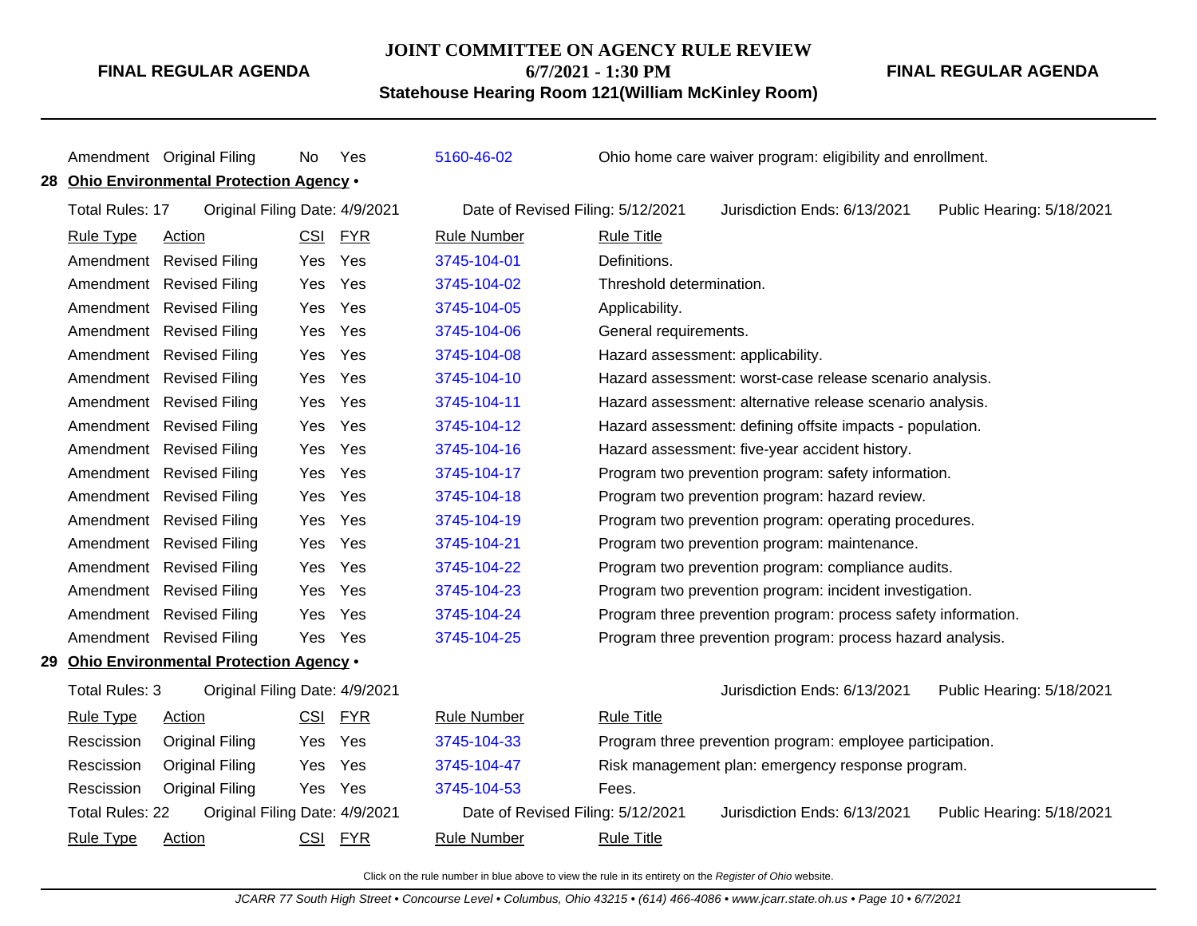| Rule Type | Action | CSI | FYR | Rule Number | Rule Title |
|---|---|---|---|---|---|
| Amendment | Original Filing | No | Yes | 5160-46-02 | Ohio home care waiver program: eligibility and enrollment. |

**28 Ohio Environmental Protection Agency •**

Total Rules: 17 | Original Filing Date: 4/9/2021 | Date of Revised Filing: 5/12/2021 | Jurisdiction Ends: 6/13/2021 | Public Hearing: 5/18/2021

| Rule Type | Action | CSI | FYR | Rule Number | Rule Title |
|---|---|---|---|---|---|
| Amendment | Revised Filing | Yes | Yes | 3745-104-01 | Definitions. |
| Amendment | Revised Filing | Yes | Yes | 3745-104-02 | Threshold determination. |
| Amendment | Revised Filing | Yes | Yes | 3745-104-05 | Applicability. |
| Amendment | Revised Filing | Yes | Yes | 3745-104-06 | General requirements. |
| Amendment | Revised Filing | Yes | Yes | 3745-104-08 | Hazard assessment: applicability. |
| Amendment | Revised Filing | Yes | Yes | 3745-104-10 | Hazard assessment: worst-case release scenario analysis. |
| Amendment | Revised Filing | Yes | Yes | 3745-104-11 | Hazard assessment: alternative release scenario analysis. |
| Amendment | Revised Filing | Yes | Yes | 3745-104-12 | Hazard assessment: defining offsite impacts - population. |
| Amendment | Revised Filing | Yes | Yes | 3745-104-16 | Hazard assessment: five-year accident history. |
| Amendment | Revised Filing | Yes | Yes | 3745-104-17 | Program two prevention program: safety information. |
| Amendment | Revised Filing | Yes | Yes | 3745-104-18 | Program two prevention program: hazard review. |
| Amendment | Revised Filing | Yes | Yes | 3745-104-19 | Program two prevention program: operating procedures. |
| Amendment | Revised Filing | Yes | Yes | 3745-104-21 | Program two prevention program: maintenance. |
| Amendment | Revised Filing | Yes | Yes | 3745-104-22 | Program two prevention program: compliance audits. |
| Amendment | Revised Filing | Yes | Yes | 3745-104-23 | Program two prevention program: incident investigation. |
| Amendment | Revised Filing | Yes | Yes | 3745-104-24 | Program three prevention program: process safety information. |
| Amendment | Revised Filing | Yes | Yes | 3745-104-25 | Program three prevention program: process hazard analysis. |

**29 Ohio Environmental Protection Agency •**

Total Rules: 3 | Original Filing Date: 4/9/2021 | Jurisdiction Ends: 6/13/2021 | Public Hearing: 5/18/2021

| Rule Type | Action | CSI | FYR | Rule Number | Rule Title |
|---|---|---|---|---|---|
| Rescission | Original Filing | Yes | Yes | 3745-104-33 | Program three prevention program: employee participation. |
| Rescission | Original Filing | Yes | Yes | 3745-104-47 | Risk management plan: emergency response program. |
| Rescission | Original Filing | Yes | Yes | 3745-104-53 | Fees. |

Total Rules: 22 | Original Filing Date: 4/9/2021 | Date of Revised Filing: 5/12/2021 | Jurisdiction Ends: 6/13/2021 | Public Hearing: 5/18/2021

| Rule Type | Action | CSI | FYR | Rule Number | Rule Title |
|---|---|---|---|---|---|

Click on the rule number in blue above to view the rule in its entirety on the *Register of Ohio* website.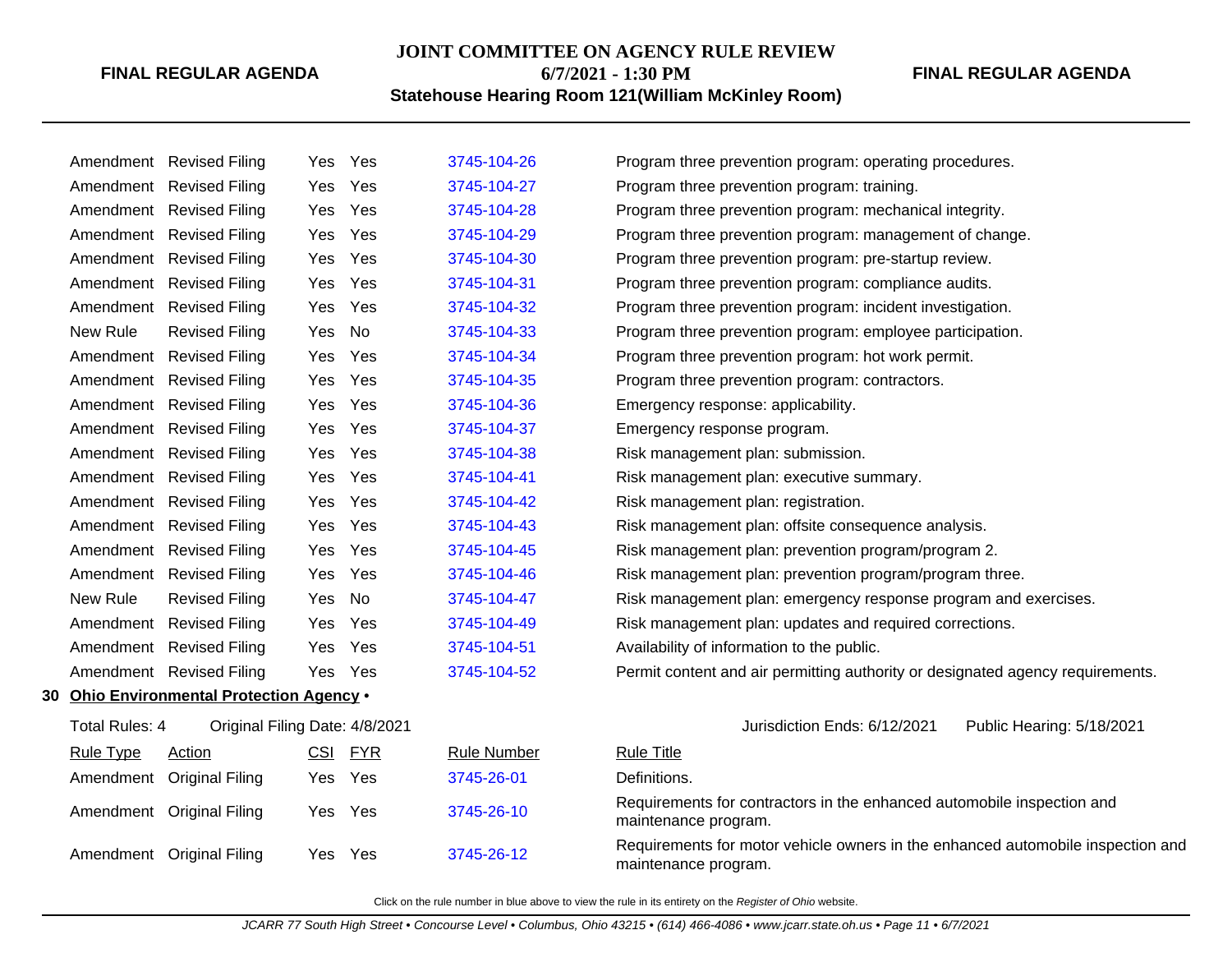| Rule Type | Action | CSI | FYR | Rule Number | Rule Title |
|---|---|---|---|---|---|
| Amendment | Revised Filing | Yes | Yes | 3745-104-26 | Program three prevention program: operating procedures. |
| Amendment | Revised Filing | Yes | Yes | 3745-104-27 | Program three prevention program: training. |
| Amendment | Revised Filing | Yes | Yes | 3745-104-28 | Program three prevention program: mechanical integrity. |
| Amendment | Revised Filing | Yes | Yes | 3745-104-29 | Program three prevention program: management of change. |
| Amendment | Revised Filing | Yes | Yes | 3745-104-30 | Program three prevention program: pre-startup review. |
| Amendment | Revised Filing | Yes | Yes | 3745-104-31 | Program three prevention program: compliance audits. |
| Amendment | Revised Filing | Yes | Yes | 3745-104-32 | Program three prevention program: incident investigation. |
| New Rule | Revised Filing | Yes | No | 3745-104-33 | Program three prevention program: employee participation. |
| Amendment | Revised Filing | Yes | Yes | 3745-104-34 | Program three prevention program: hot work permit. |
| Amendment | Revised Filing | Yes | Yes | 3745-104-35 | Program three prevention program: contractors. |
| Amendment | Revised Filing | Yes | Yes | 3745-104-36 | Emergency response: applicability. |
| Amendment | Revised Filing | Yes | Yes | 3745-104-37 | Emergency response program. |
| Amendment | Revised Filing | Yes | Yes | 3745-104-38 | Risk management plan: submission. |
| Amendment | Revised Filing | Yes | Yes | 3745-104-41 | Risk management plan: executive summary. |
| Amendment | Revised Filing | Yes | Yes | 3745-104-42 | Risk management plan: registration. |
| Amendment | Revised Filing | Yes | Yes | 3745-104-43 | Risk management plan: offsite consequence analysis. |
| Amendment | Revised Filing | Yes | Yes | 3745-104-45 | Risk management plan: prevention program/program 2. |
| Amendment | Revised Filing | Yes | Yes | 3745-104-46 | Risk management plan: prevention program/program three. |
| New Rule | Revised Filing | Yes | No | 3745-104-47 | Risk management plan: emergency response program and exercises. |
| Amendment | Revised Filing | Yes | Yes | 3745-104-49 | Risk management plan: updates and required corrections. |
| Amendment | Revised Filing | Yes | Yes | 3745-104-51 | Availability of information to the public. |
| Amendment | Revised Filing | Yes | Yes | 3745-104-52 | Permit content and air permitting authority or designated agency requirements. |

**30 Ohio Environmental Protection Agency •**

Total Rules: 4 &nbsp;&nbsp; Original Filing Date: 4/8/2021 &nbsp;&nbsp; Jurisdiction Ends: 6/12/2021 &nbsp;&nbsp; Public Hearing: 5/18/2021

| Rule Type | Action | CSI | FYR | Rule Number | Rule Title |
|---|---|---|---|---|---|
| Amendment | Original Filing | Yes | Yes | 3745-26-01 | Definitions. |
| Amendment | Original Filing | Yes | Yes | 3745-26-10 | Requirements for contractors in the enhanced automobile inspection and maintenance program. |
| Amendment | Original Filing | Yes | Yes | 3745-26-12 | Requirements for motor vehicle owners in the enhanced automobile inspection and maintenance program. |

Click on the rule number in blue above to view the rule in its entirety on the *Register of Ohio* website.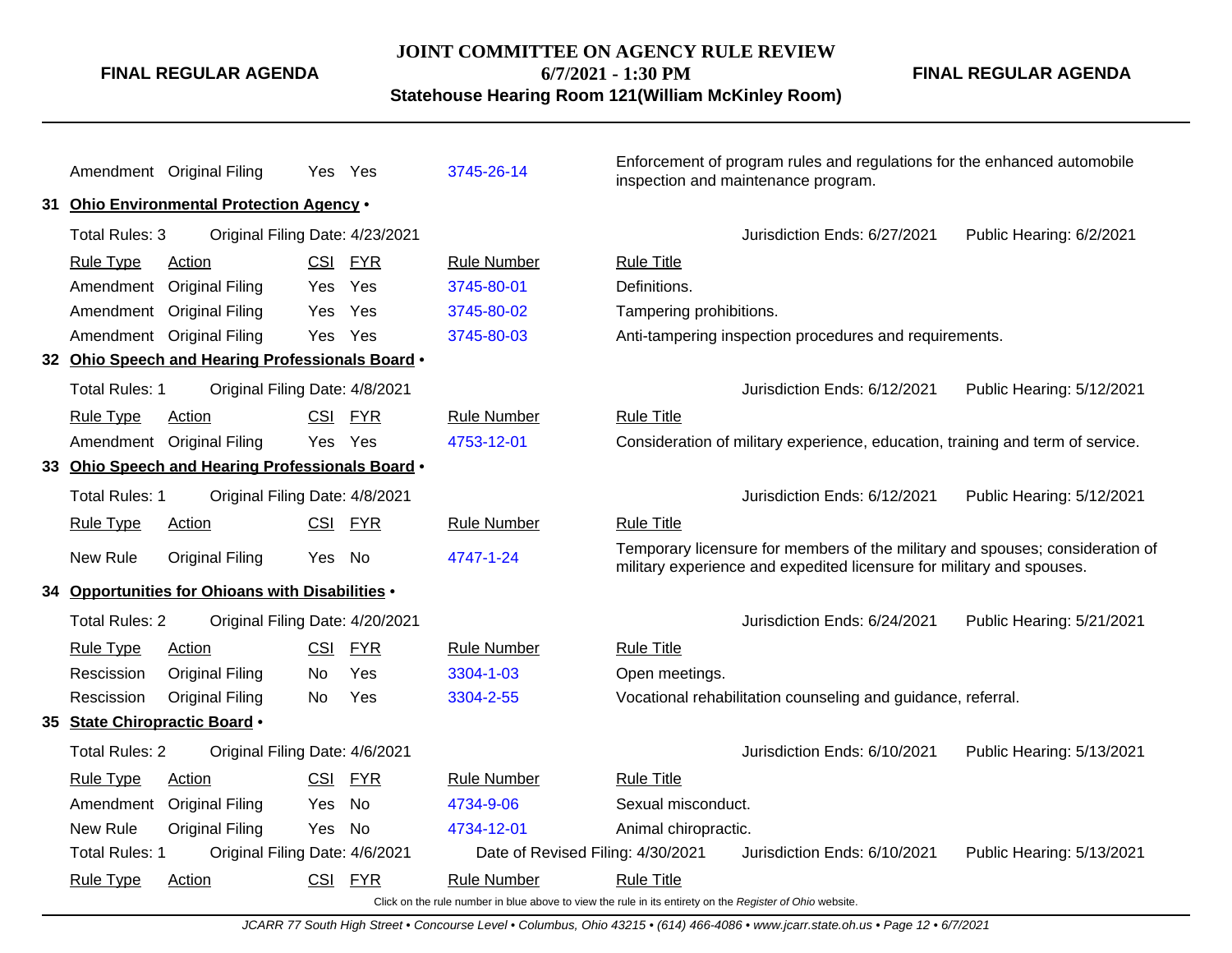| Rule Type | Action | CSI | FYR | Rule Number | Rule Title |
|---|---|---|---|---|---|
| Amendment | Original Filing | Yes | Yes | 3745-26-14 | Enforcement of program rules and regulations for the enhanced automobile inspection and maintenance program. |

### 31 Ohio Environmental Protection Agency •

Total Rules: 3 | Original Filing Date: 4/23/2021 | Jurisdiction Ends: 6/27/2021 | Public Hearing: 6/2/2021

| Rule Type | Action | CSI | FYR | Rule Number | Rule Title |
|---|---|---|---|---|---|
| Amendment | Original Filing | Yes | Yes | 3745-80-01 | Definitions. |
| Amendment | Original Filing | Yes | Yes | 3745-80-02 | Tampering prohibitions. |
| Amendment | Original Filing | Yes | Yes | 3745-80-03 | Anti-tampering inspection procedures and requirements. |

### 32 Ohio Speech and Hearing Professionals Board •

Total Rules: 1 | Original Filing Date: 4/8/2021 | Jurisdiction Ends: 6/12/2021 | Public Hearing: 5/12/2021

| Rule Type | Action | CSI | FYR | Rule Number | Rule Title |
|---|---|---|---|---|---|
| Amendment | Original Filing | Yes | Yes | 4753-12-01 | Consideration of military experience, education, training and term of service. |

### 33 Ohio Speech and Hearing Professionals Board •

Total Rules: 1 | Original Filing Date: 4/8/2021 | Jurisdiction Ends: 6/12/2021 | Public Hearing: 5/12/2021

| Rule Type | Action | CSI | FYR | Rule Number | Rule Title |
|---|---|---|---|---|---|
| New Rule | Original Filing | Yes | No | 4747-1-24 | Temporary licensure for members of the military and spouses; consideration of military experience and expedited licensure for military and spouses. |

### 34 Opportunities for Ohioans with Disabilities •

Total Rules: 2 | Original Filing Date: 4/20/2021 | Jurisdiction Ends: 6/24/2021 | Public Hearing: 5/21/2021

| Rule Type | Action | CSI | FYR | Rule Number | Rule Title |
|---|---|---|---|---|---|
| Rescission | Original Filing | No | Yes | 3304-1-03 | Open meetings. |
| Rescission | Original Filing | No | Yes | 3304-2-55 | Vocational rehabilitation counseling and guidance, referral. |

### 35 State Chiropractic Board •

Total Rules: 2 | Original Filing Date: 4/6/2021 | Jurisdiction Ends: 6/10/2021 | Public Hearing: 5/13/2021

| Rule Type | Action | CSI | FYR | Rule Number | Rule Title |
|---|---|---|---|---|---|
| Amendment | Original Filing | Yes | No | 4734-9-06 | Sexual misconduct. |
| New Rule | Original Filing | Yes | No | 4734-12-01 | Animal chiropractic. |

Total Rules: 1 | Original Filing Date: 4/6/2021 | Date of Revised Filing: 4/30/2021 | Jurisdiction Ends: 6/10/2021 | Public Hearing: 5/13/2021

| Rule Type | Action | CSI | FYR | Rule Number | Rule Title |
|---|---|---|---|---|---|

Click on the rule number in blue above to view the rule in its entirety on the *Register of Ohio* website.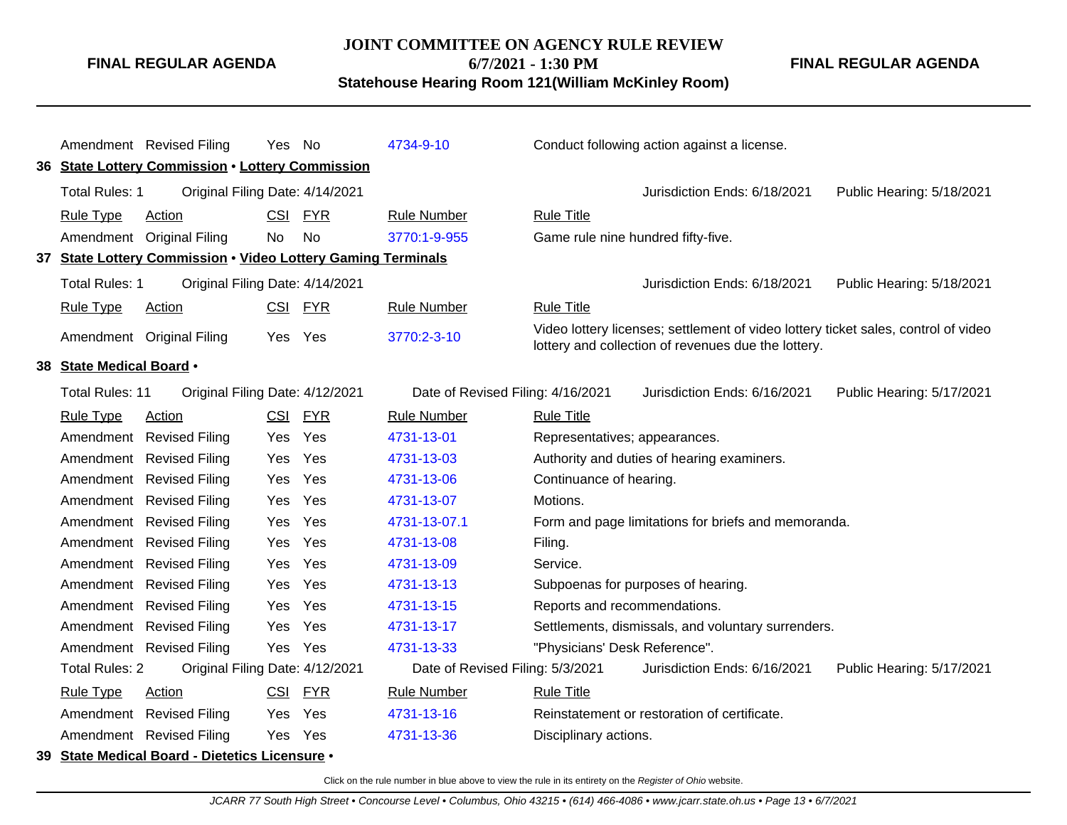| Rule Type | Action | CSI | FYR | Rule Number | Rule Title |
|---|---|---|---|---|---|
| Amendment | Revised Filing | Yes | No | 4734-9-10 | Conduct following action against a license. |

**36 State Lottery Commission • Lottery Commission**

Total Rules: 1 Original Filing Date: 4/14/2021 Jurisdiction Ends: 6/18/2021 Public Hearing: 5/18/2021

| Rule Type | Action | CSI | FYR | Rule Number | Rule Title |
|---|---|---|---|---|---|
| Amendment | Original Filing | No | No | 3770:1-9-955 | Game rule nine hundred fifty-five. |

**37 State Lottery Commission • Video Lottery Gaming Terminals**

Total Rules: 1 Original Filing Date: 4/14/2021 Jurisdiction Ends: 6/18/2021 Public Hearing: 5/18/2021

| Rule Type | Action | CSI | FYR | Rule Number | Rule Title |
|---|---|---|---|---|---|
| Amendment | Original Filing | Yes | Yes | 3770:2-3-10 | Video lottery licenses; settlement of video lottery ticket sales, control of video lottery and collection of revenues due the lottery. |

**38 State Medical Board •**

Total Rules: 11 Original Filing Date: 4/12/2021 Date of Revised Filing: 4/16/2021 Jurisdiction Ends: 6/16/2021 Public Hearing: 5/17/2021

| Rule Type | Action | CSI | FYR | Rule Number | Rule Title |
|---|---|---|---|---|---|
| Amendment | Revised Filing | Yes | Yes | 4731-13-01 | Representatives; appearances. |
| Amendment | Revised Filing | Yes | Yes | 4731-13-03 | Authority and duties of hearing examiners. |
| Amendment | Revised Filing | Yes | Yes | 4731-13-06 | Continuance of hearing. |
| Amendment | Revised Filing | Yes | Yes | 4731-13-07 | Motions. |
| Amendment | Revised Filing | Yes | Yes | 4731-13-07.1 | Form and page limitations for briefs and memoranda. |
| Amendment | Revised Filing | Yes | Yes | 4731-13-08 | Filing. |
| Amendment | Revised Filing | Yes | Yes | 4731-13-09 | Service. |
| Amendment | Revised Filing | Yes | Yes | 4731-13-13 | Subpoenas for purposes of hearing. |
| Amendment | Revised Filing | Yes | Yes | 4731-13-15 | Reports and recommendations. |
| Amendment | Revised Filing | Yes | Yes | 4731-13-17 | Settlements, dismissals, and voluntary surrenders. |
| Amendment | Revised Filing | Yes | Yes | 4731-13-33 | "Physicians' Desk Reference". |

Total Rules: 2 Original Filing Date: 4/12/2021 Date of Revised Filing: 5/3/2021 Jurisdiction Ends: 6/16/2021 Public Hearing: 5/17/2021

| Rule Type | Action | CSI | FYR | Rule Number | Rule Title |
|---|---|---|---|---|---|
| Amendment | Revised Filing | Yes | Yes | 4731-13-16 | Reinstatement or restoration of certificate. |
| Amendment | Revised Filing | Yes | Yes | 4731-13-36 | Disciplinary actions. |

**39 State Medical Board - Dietetics Licensure •**

Click on the rule number in blue above to view the rule in its entirety on the *Register of Ohio* website.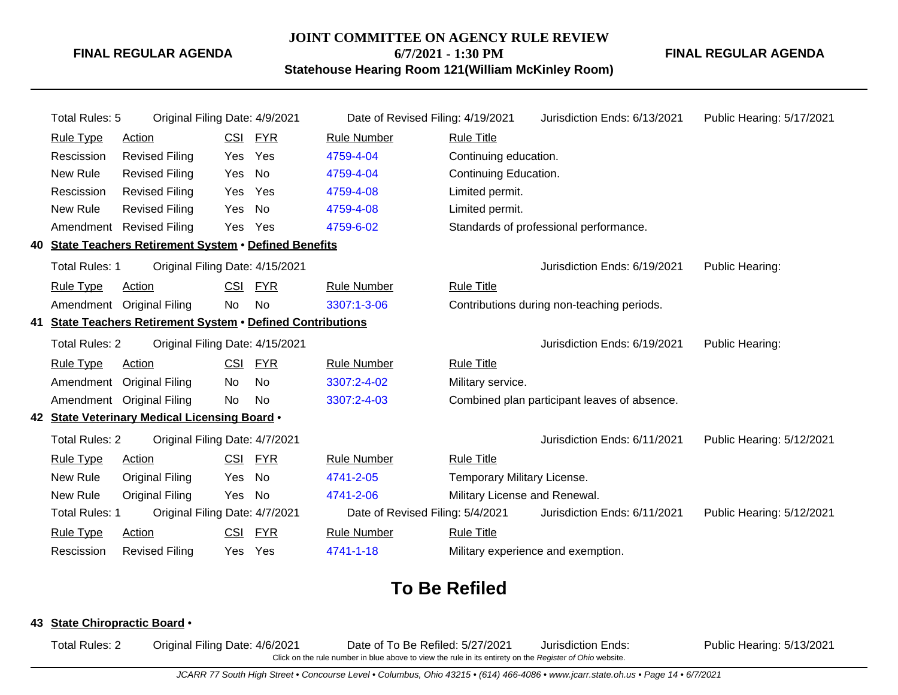Total Rules: 5 | Original Filing Date: 4/9/2021 | Date of Revised Filing: 4/19/2021 | Jurisdiction Ends: 6/13/2021 | Public Hearing: 5/17/2021

| Rule Type | Action | CSI | FYR | Rule Number | Rule Title |
|---|---|---|---|---|---|
| Rescission | Revised Filing | Yes | Yes | 4759-4-04 | Continuing education. |
| New Rule | Revised Filing | Yes | No | 4759-4-04 | Continuing Education. |
| Rescission | Revised Filing | Yes | Yes | 4759-4-08 | Limited permit. |
| New Rule | Revised Filing | Yes | No | 4759-4-08 | Limited permit. |
| Amendment | Revised Filing | Yes | Yes | 4759-6-02 | Standards of professional performance. |

## 40 State Teachers Retirement System • Defined Benefits

Total Rules: 1 | Original Filing Date: 4/15/2021 | Jurisdiction Ends: 6/19/2021 | Public Hearing:

| Rule Type | Action | CSI | FYR | Rule Number | Rule Title |
|---|---|---|---|---|---|
| Amendment | Original Filing | No | No | 3307:1-3-06 | Contributions during non-teaching periods. |

## 41 State Teachers Retirement System • Defined Contributions

Total Rules: 2 | Original Filing Date: 4/15/2021 | Jurisdiction Ends: 6/19/2021 | Public Hearing:

| Rule Type | Action | CSI | FYR | Rule Number | Rule Title |
|---|---|---|---|---|---|
| Amendment | Original Filing | No | No | 3307:2-4-02 | Military service. |
| Amendment | Original Filing | No | No | 3307:2-4-03 | Combined plan participant leaves of absence. |

## 42 State Veterinary Medical Licensing Board •

Total Rules: 2 | Original Filing Date: 4/7/2021 | Jurisdiction Ends: 6/11/2021 | Public Hearing: 5/12/2021

| Rule Type | Action | CSI | FYR | Rule Number | Rule Title |
|---|---|---|---|---|---|
| New Rule | Original Filing | Yes | No | 4741-2-05 | Temporary Military License. |
| New Rule | Original Filing | Yes | No | 4741-2-06 | Military License and Renewal. |

Total Rules: 1 | Original Filing Date: 4/7/2021 | Date of Revised Filing: 5/4/2021 | Jurisdiction Ends: 6/11/2021 | Public Hearing: 5/12/2021

| Rule Type | Action | CSI | FYR | Rule Number | Rule Title |
|---|---|---|---|---|---|
| Rescission | Revised Filing | Yes | Yes | 4741-1-18 | Military experience and exemption. |

# To Be Refiled

## 43 State Chiropractic Board •

Total Rules: 2 | Original Filing Date: 4/6/2021 | Date of To Be Refiled: 5/27/2021 | Jurisdiction Ends: | Public Hearing: 5/13/2021

Click on the rule number in blue above to view the rule in its entirety on the *Register of Ohio* website.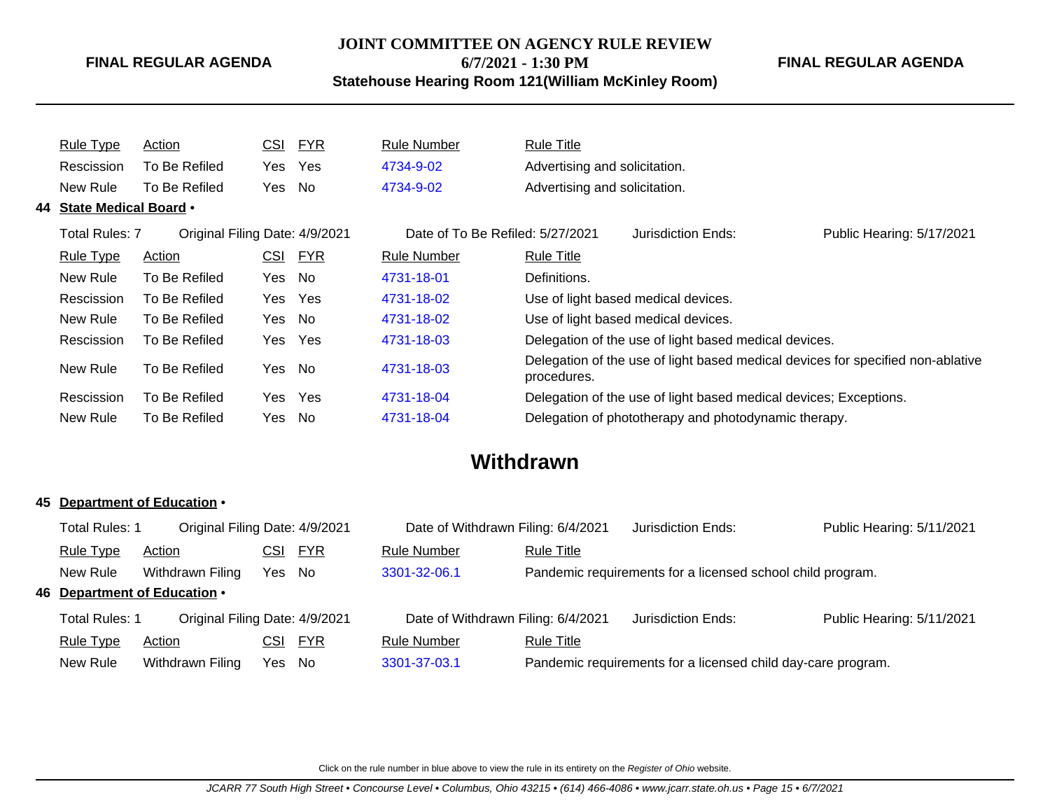| Rule Type | Action | CSI | FYR | Rule Number | Rule Title |
| --- | --- | --- | --- | --- | --- |
| Rescission | To Be Refiled | Yes | Yes | 4734-9-02 | Advertising and solicitation. |
| New Rule | To Be Refiled | Yes | No | 4734-9-02 | Advertising and solicitation. |

**44 State Medical Board •**

Total Rules: 7 | Original Filing Date: 4/9/2021 | Date of To Be Refiled: 5/27/2021 | Jurisdiction Ends: | Public Hearing: 5/17/2021

| Rule Type | Action | CSI | FYR | Rule Number | Rule Title |
| --- | --- | --- | --- | --- | --- |
| New Rule | To Be Refiled | Yes | No | 4731-18-01 | Definitions. |
| Rescission | To Be Refiled | Yes | Yes | 4731-18-02 | Use of light based medical devices. |
| New Rule | To Be Refiled | Yes | No | 4731-18-02 | Use of light based medical devices. |
| Rescission | To Be Refiled | Yes | Yes | 4731-18-03 | Delegation of the use of light based medical devices. |
| New Rule | To Be Refiled | Yes | No | 4731-18-03 | Delegation of the use of light based medical devices for specified non-ablative procedures. |
| Rescission | To Be Refiled | Yes | Yes | 4731-18-04 | Delegation of the use of light based medical devices; Exceptions. |
| New Rule | To Be Refiled | Yes | No | 4731-18-04 | Delegation of phototherapy and photodynamic therapy. |

## Withdrawn

**45 Department of Education •**

Total Rules: 1 | Original Filing Date: 4/9/2021 | Date of Withdrawn Filing: 6/4/2021 | Jurisdiction Ends: | Public Hearing: 5/11/2021

| Rule Type | Action | CSI | FYR | Rule Number | Rule Title |
| --- | --- | --- | --- | --- | --- |
| New Rule | Withdrawn Filing | Yes | No | 3301-32-06.1 | Pandemic requirements for a licensed school child program. |

**46 Department of Education •**

Total Rules: 1 | Original Filing Date: 4/9/2021 | Date of Withdrawn Filing: 6/4/2021 | Jurisdiction Ends: | Public Hearing: 5/11/2021

| Rule Type | Action | CSI | FYR | Rule Number | Rule Title |
| --- | --- | --- | --- | --- | --- |
| New Rule | Withdrawn Filing | Yes | No | 3301-37-03.1 | Pandemic requirements for a licensed child day-care program. |

Click on the rule number in blue above to view the rule in its entirety on the *Register of Ohio* website.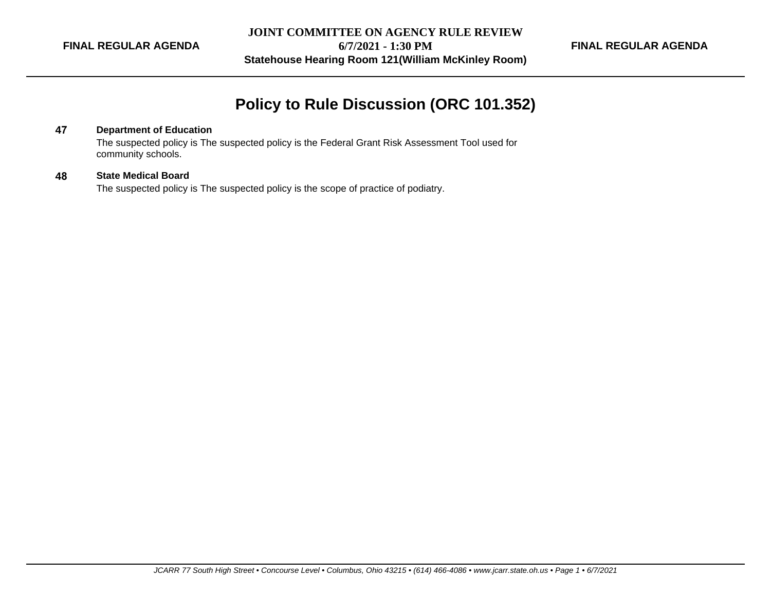## Policy to Rule Discussion (ORC 101.352)

**47** **Department of Education**

The suspected policy is The suspected policy is the Federal Grant Risk Assessment Tool used for community schools.

**48** **State Medical Board**

The suspected policy is The suspected policy is the scope of practice of podiatry.